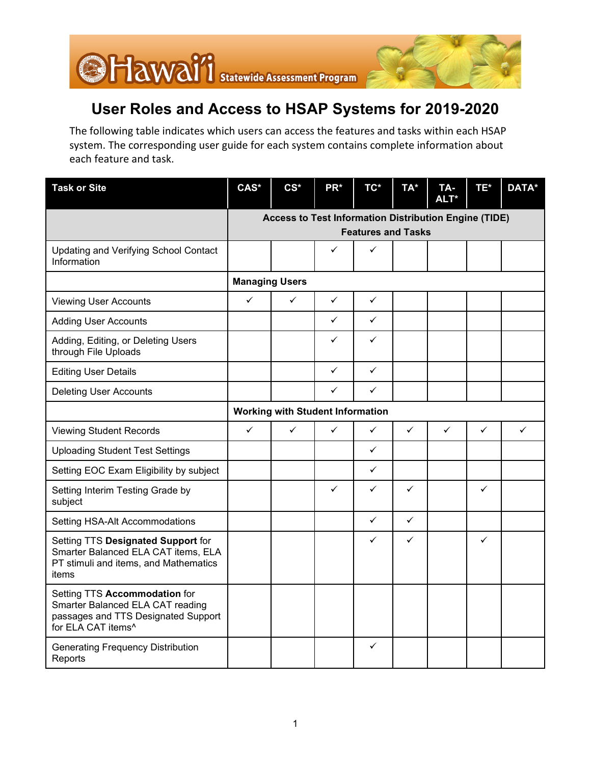# User Roles and Access to HSAP Systems for 2019-2020

The following table indicates which users can access the features and tasks within each HSAP system. The corresponding user guide for each system contains complete information about each feature and task.

| Task or Site | CAS* | CS* | PR* | TC* | TA* | TA-ALT* | TE* | DATA* |
|---|---|---|---|---|---|---|---|---|
| | **Access to Test Information Distribution Engine (TIDE) Features and Tasks** | | | | | | | |
| Updating and Verifying School Contact Information | | | ✓ | ✓ | | | | |
| | **Managing Users** | | | | | | | |
| Viewing User Accounts | ✓ | ✓ | ✓ | ✓ | | | | |
| Adding User Accounts | | | ✓ | ✓ | | | | |
| Adding, Editing, or Deleting Users through File Uploads | | | ✓ | ✓ | | | | |
| Editing User Details | | | ✓ | ✓ | | | | |
| Deleting User Accounts | | | ✓ | ✓ | | | | |
| | **Working with Student Information** | | | | | | | |
| Viewing Student Records | ✓ | ✓ | ✓ | ✓ | ✓ | ✓ | ✓ | ✓ |
| Uploading Student Test Settings | | | | ✓ | | | | |
| Setting EOC Exam Eligibility by subject | | | | ✓ | | | | |
| Setting Interim Testing Grade by subject | | | ✓ | ✓ | ✓ | | ✓ | |
| Setting HSA-Alt Accommodations | | | | ✓ | ✓ | | | |
| Setting TTS **Designated Support** for Smarter Balanced ELA CAT items, ELA PT stimuli and items, and Mathematics items | | | | ✓ | ✓ | | ✓ | |
| Setting TTS **Accommodation** for Smarter Balanced ELA CAT reading passages and TTS Designated Support for ELA CAT items^ | | | | | | | | |
| Generating Frequency Distribution Reports | | | | ✓ | | | | |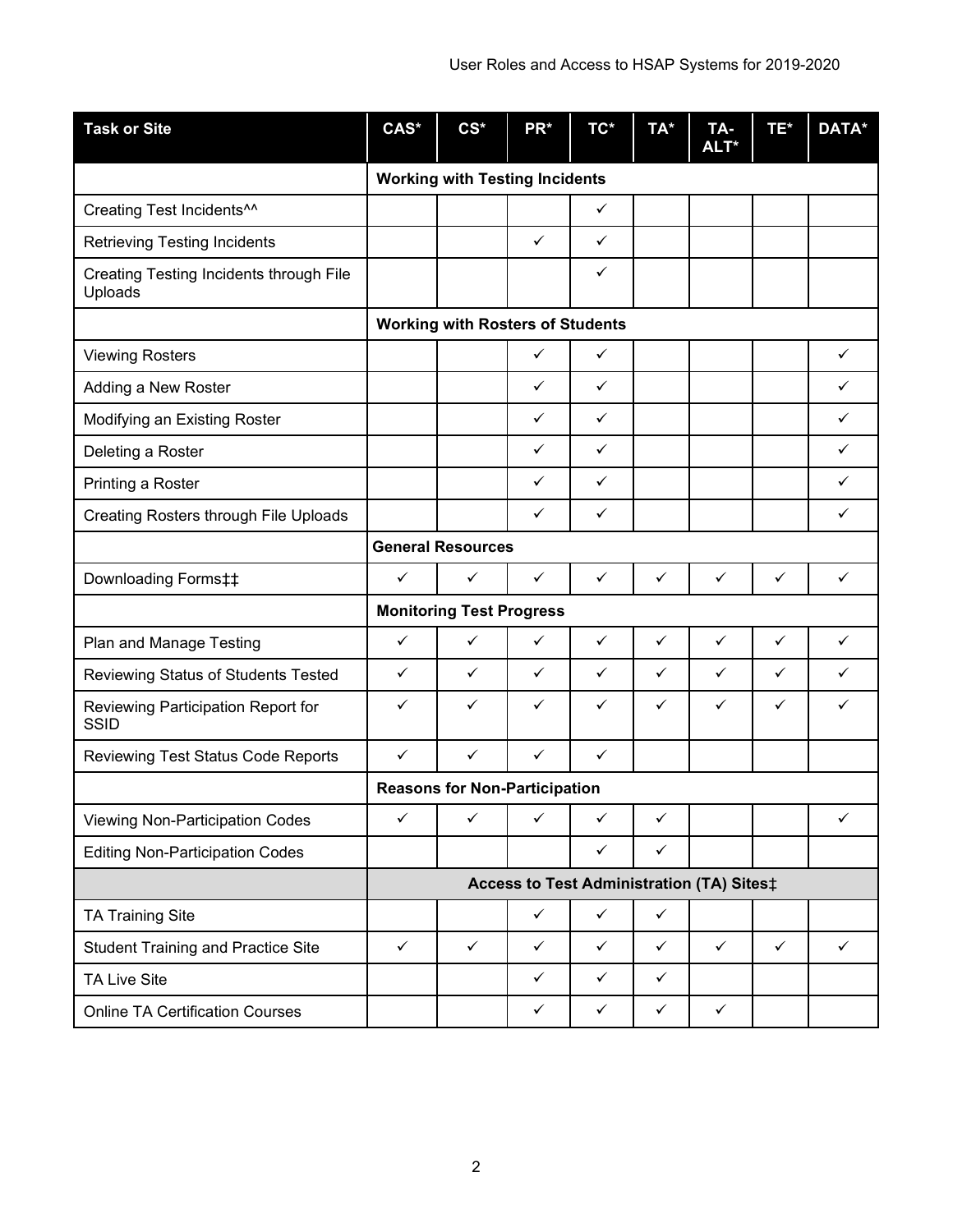| Task or Site | CAS* | CS* | PR* | TC* | TA* | TA-ALT* | TE* | DATA* |
|---|---|---|---|---|---|---|---|---|
| | **Working with Testing Incidents** | | | | | | | |
| Creating Test Incidents^^ | | | | ✓ | | | | |
| Retrieving Testing Incidents | | | ✓ | ✓ | | | | |
| Creating Testing Incidents through File Uploads | | | | ✓ | | | | |
| | **Working with Rosters of Students** | | | | | | | |
| Viewing Rosters | | | ✓ | ✓ | | | | ✓ |
| Adding a New Roster | | | ✓ | ✓ | | | | ✓ |
| Modifying an Existing Roster | | | ✓ | ✓ | | | | ✓ |
| Deleting a Roster | | | ✓ | ✓ | | | | ✓ |
| Printing a Roster | | | ✓ | ✓ | | | | ✓ |
| Creating Rosters through File Uploads | | | ✓ | ✓ | | | | ✓ |
| | **General Resources** | | | | | | | |
| Downloading Forms‡‡ | ✓ | ✓ | ✓ | ✓ | ✓ | ✓ | ✓ | ✓ |
| | **Monitoring Test Progress** | | | | | | | |
| Plan and Manage Testing | ✓ | ✓ | ✓ | ✓ | ✓ | ✓ | ✓ | ✓ |
| Reviewing Status of Students Tested | ✓ | ✓ | ✓ | ✓ | ✓ | ✓ | ✓ | ✓ |
| Reviewing Participation Report for SSID | ✓ | ✓ | ✓ | ✓ | ✓ | ✓ | ✓ | ✓ |
| Reviewing Test Status Code Reports | ✓ | ✓ | ✓ | ✓ | | | | |
| | **Reasons for Non-Participation** | | | | | | | |
| Viewing Non-Participation Codes | ✓ | ✓ | ✓ | ✓ | ✓ | | | ✓ |
| Editing Non-Participation Codes | | | | ✓ | ✓ | | | |
| | **Access to Test Administration (TA) Sites‡** | | | | | | | |
| TA Training Site | | | ✓ | ✓ | ✓ | | | |
| Student Training and Practice Site | ✓ | ✓ | ✓ | ✓ | ✓ | ✓ | ✓ | ✓ |
| TA Live Site | | | ✓ | ✓ | ✓ | | | |
| Online TA Certification Courses | | | ✓ | ✓ | ✓ | ✓ | | |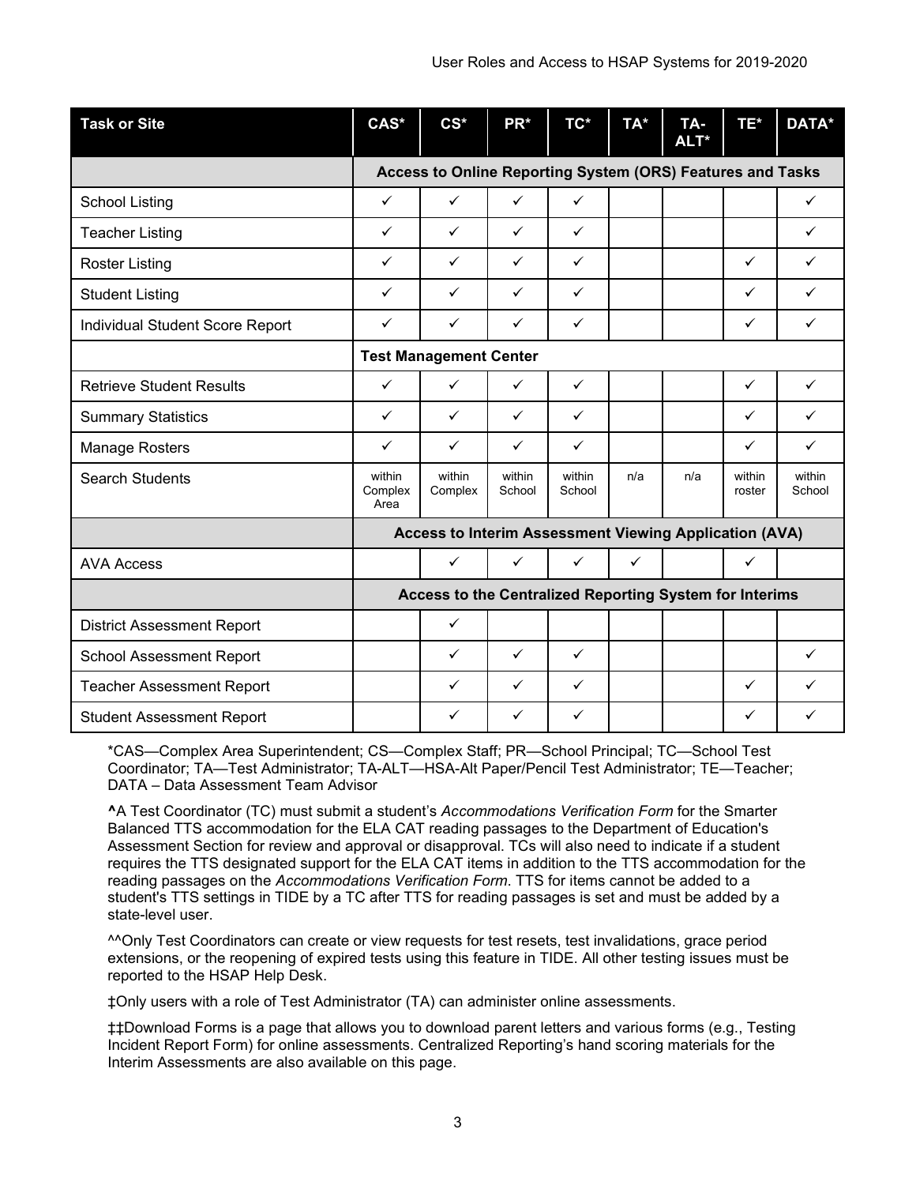| Task or Site | CAS* | CS* | PR* | TC* | TA* | TA-ALT* | TE* | DATA* |
|---|---|---|---|---|---|---|---|---|
| | **Access to Online Reporting System (ORS) Features and Tasks** | | | | | | | |
| School Listing | ✓ | ✓ | ✓ | ✓ | | | | ✓ |
| Teacher Listing | ✓ | ✓ | ✓ | ✓ | | | | ✓ |
| Roster Listing | ✓ | ✓ | ✓ | ✓ | | | ✓ | ✓ |
| Student Listing | ✓ | ✓ | ✓ | ✓ | | | ✓ | ✓ |
| Individual Student Score Report | ✓ | ✓ | ✓ | ✓ | | | ✓ | ✓ |
| | **Test Management Center** | | | | | | | |
| Retrieve Student Results | ✓ | ✓ | ✓ | ✓ | | | ✓ | ✓ |
| Summary Statistics | ✓ | ✓ | ✓ | ✓ | | | ✓ | ✓ |
| Manage Rosters | ✓ | ✓ | ✓ | ✓ | | | ✓ | ✓ |
| Search Students | within Complex Area | within Complex | within School | within School | n/a | n/a | within roster | within School |
| | **Access to Interim Assessment Viewing Application (AVA)** | | | | | | | |
| AVA Access | | ✓ | ✓ | ✓ | ✓ | | ✓ | |
| | **Access to the Centralized Reporting System for Interims** | | | | | | | |
| District Assessment Report | | ✓ | | | | | | |
| School Assessment Report | | ✓ | ✓ | ✓ | | | | ✓ |
| Teacher Assessment Report | | ✓ | ✓ | ✓ | | | ✓ | ✓ |
| Student Assessment Report | | ✓ | ✓ | ✓ | | | ✓ | ✓ |

*CAS—Complex Area Superintendent; CS—Complex Staff; PR—School Principal; TC—School Test Coordinator; TA—Test Administrator; TA-ALT—HSA-Alt Paper/Pencil Test Administrator; TE—Teacher; DATA – Data Assessment Team Advisor

^A Test Coordinator (TC) must submit a student's *Accommodations Verification Form* for the Smarter Balanced TTS accommodation for the ELA CAT reading passages to the Department of Education's Assessment Section for review and approval or disapproval. TCs will also need to indicate if a student requires the TTS designated support for the ELA CAT items in addition to the TTS accommodation for the reading passages on the *Accommodations Verification Form*. TTS for items cannot be added to a student's TTS settings in TIDE by a TC after TTS for reading passages is set and must be added by a state-level user.

^^Only Test Coordinators can create or view requests for test resets, test invalidations, grace period extensions, or the reopening of expired tests using this feature in TIDE. All other testing issues must be reported to the HSAP Help Desk.

‡Only users with a role of Test Administrator (TA) can administer online assessments.

‡‡Download Forms is a page that allows you to download parent letters and various forms (e.g., Testing Incident Report Form) for online assessments. Centralized Reporting's hand scoring materials for the Interim Assessments are also available on this page.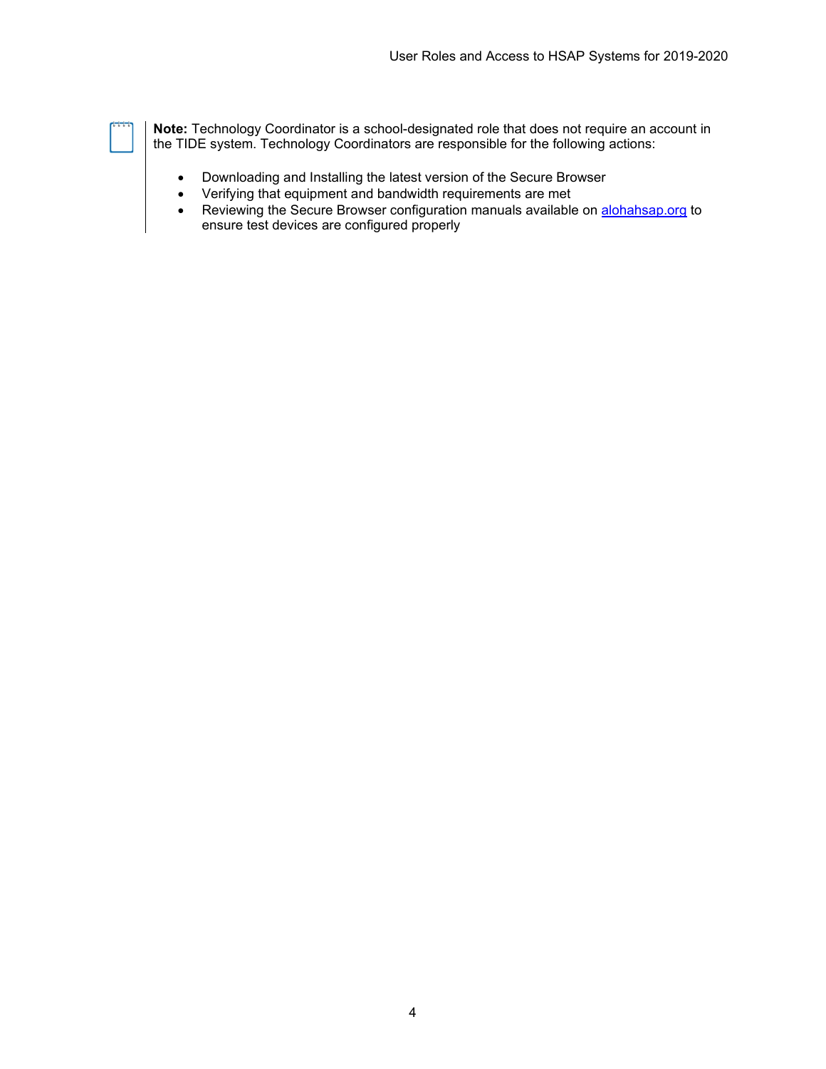**Note:** Technology Coordinator is a school-designated role that does not require an account in the TIDE system. Technology Coordinators are responsible for the following actions:

- Downloading and Installing the latest version of the Secure Browser
- Verifying that equipment and bandwidth requirements are met
- Reviewing the Secure Browser configuration manuals available on alohahsap.org to ensure test devices are configured properly